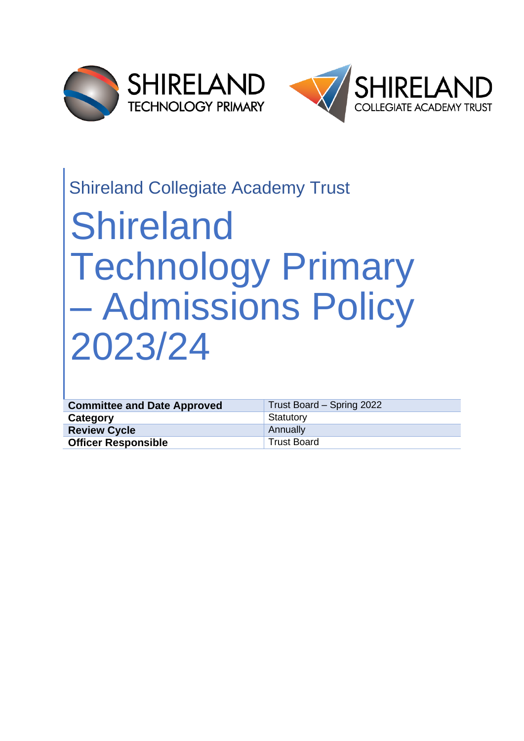SHIRELAND TECHNOLOGY PRIMARY

SHIRELAND COLLEGIATE ACADEMY TRUST

Shireland Collegiate Academy Trust

# Shireland Technology Primary – Admissions Policy 2023/24

| **Committee and Date Approved** | Trust Board – Spring 2022 |
|---|---|
| **Category** | Statutory |
| **Review Cycle** | Annually |
| **Officer Responsible** | Trust Board |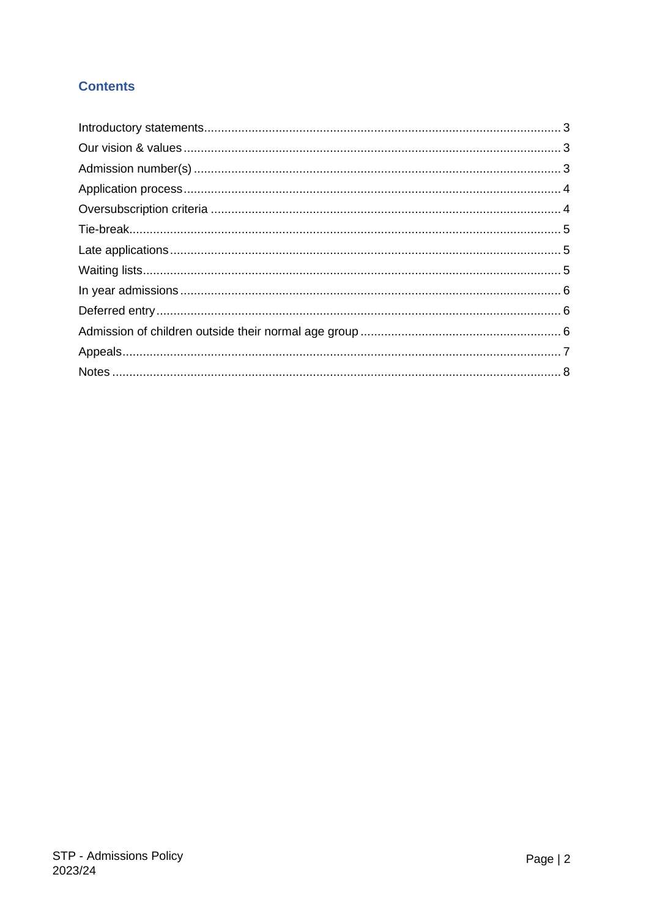## Contents

Introductory statements........................................................................................................ 3
Our vision & values.............................................................................................................. 3
Admission number(s)........................................................................................................... 3
Application process.............................................................................................................. 4
Oversubscription criteria...................................................................................................... 4
Tie-break.............................................................................................................................. 5
Late applications.................................................................................................................. 5
Waiting lists.......................................................................................................................... 5
In year admissions............................................................................................................... 6
Deferred entry....................................................................................................................... 6
Admission of children outside their normal age group........................................................... 6
Appeals................................................................................................................................ 7
Notes................................................................................................................................... 8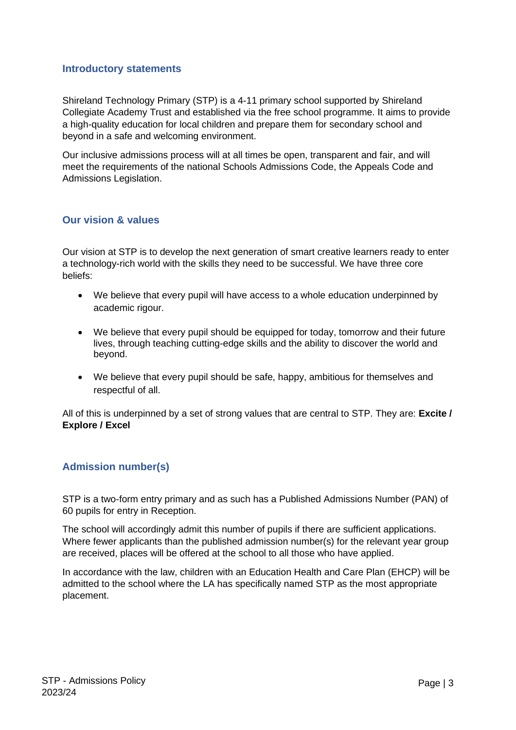## Introductory statements

Shireland Technology Primary (STP) is a 4-11 primary school supported by Shireland Collegiate Academy Trust and established via the free school programme. It aims to provide a high-quality education for local children and prepare them for secondary school and beyond in a safe and welcoming environment.

Our inclusive admissions process will at all times be open, transparent and fair, and will meet the requirements of the national Schools Admissions Code, the Appeals Code and Admissions Legislation.

## Our vision & values

Our vision at STP is to develop the next generation of smart creative learners ready to enter a technology-rich world with the skills they need to be successful. We have three core beliefs:

- We believe that every pupil will have access to a whole education underpinned by academic rigour.
- We believe that every pupil should be equipped for today, tomorrow and their future lives, through teaching cutting-edge skills and the ability to discover the world and beyond.
- We believe that every pupil should be safe, happy, ambitious for themselves and respectful of all.

All of this is underpinned by a set of strong values that are central to STP. They are: **Excite / Explore / Excel**

## Admission number(s)

STP is a two-form entry primary and as such has a Published Admissions Number (PAN) of 60 pupils for entry in Reception.

The school will accordingly admit this number of pupils if there are sufficient applications. Where fewer applicants than the published admission number(s) for the relevant year group are received, places will be offered at the school to all those who have applied.

In accordance with the law, children with an Education Health and Care Plan (EHCP) will be admitted to the school where the LA has specifically named STP as the most appropriate placement.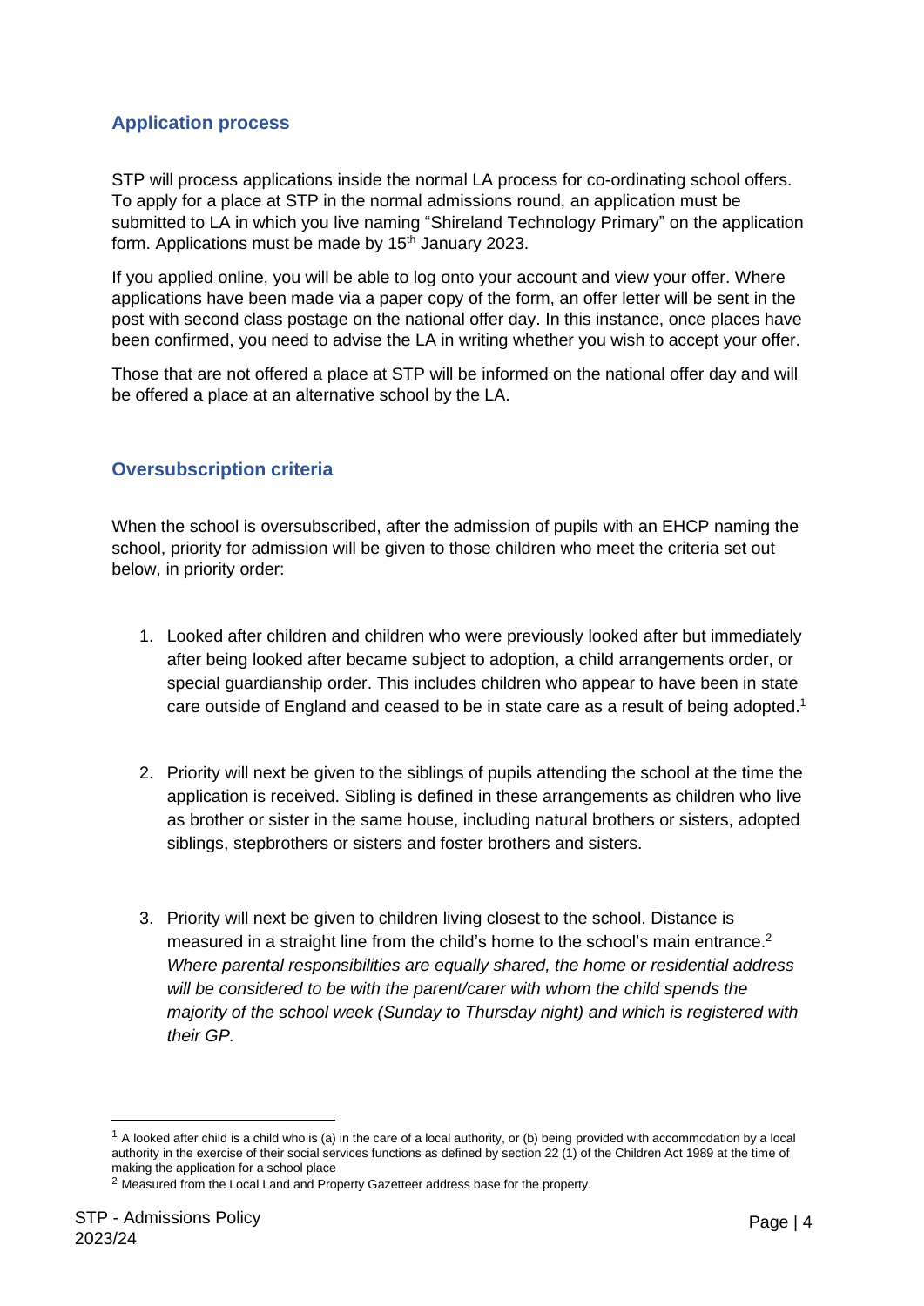## Application process

STP will process applications inside the normal LA process for co-ordinating school offers. To apply for a place at STP in the normal admissions round, an application must be submitted to LA in which you live naming "Shireland Technology Primary" on the application form. Applications must be made by 15th January 2023.

If you applied online, you will be able to log onto your account and view your offer. Where applications have been made via a paper copy of the form, an offer letter will be sent in the post with second class postage on the national offer day. In this instance, once places have been confirmed, you need to advise the LA in writing whether you wish to accept your offer.

Those that are not offered a place at STP will be informed on the national offer day and will be offered a place at an alternative school by the LA.

## Oversubscription criteria

When the school is oversubscribed, after the admission of pupils with an EHCP naming the school, priority for admission will be given to those children who meet the criteria set out below, in priority order:

1. Looked after children and children who were previously looked after but immediately after being looked after became subject to adoption, a child arrangements order, or special guardianship order. This includes children who appear to have been in state care outside of England and ceased to be in state care as a result of being adopted.[1]

2. Priority will next be given to the siblings of pupils attending the school at the time the application is received. Sibling is defined in these arrangements as children who live as brother or sister in the same house, including natural brothers or sisters, adopted siblings, stepbrothers or sisters and foster brothers and sisters.

3. Priority will next be given to children living closest to the school. Distance is measured in a straight line from the child's home to the school's main entrance.[2] *Where parental responsibilities are equally shared, the home or residential address will be considered to be with the parent/carer with whom the child spends the majority of the school week (Sunday to Thursday night) and which is registered with their GP.*

---

[1] A looked after child is a child who is (a) in the care of a local authority, or (b) being provided with accommodation by a local authority in the exercise of their social services functions as defined by section 22 (1) of the Children Act 1989 at the time of making the application for a school place

[2] Measured from the Local Land and Property Gazetteer address base for the property.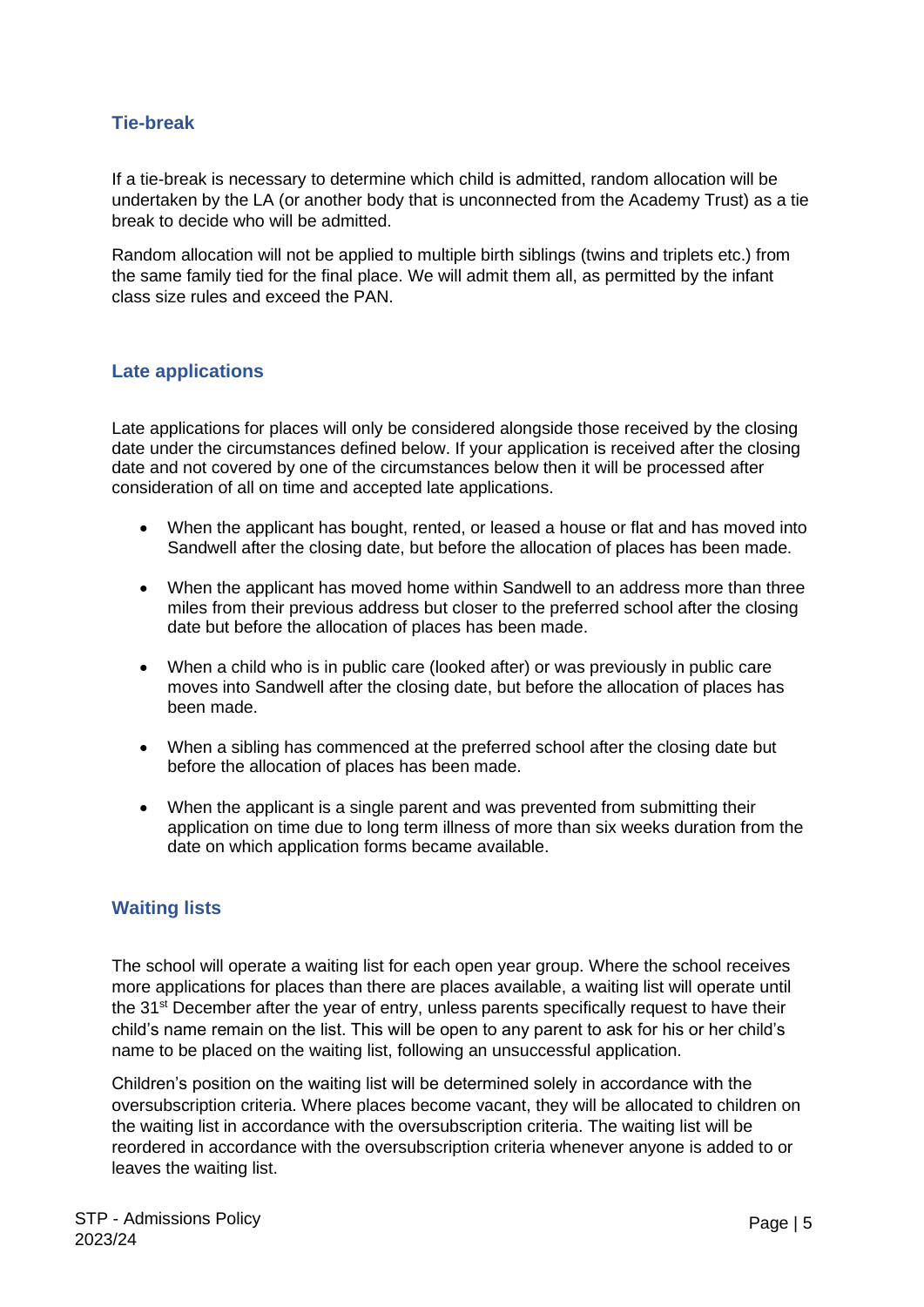## Tie-break

If a tie-break is necessary to determine which child is admitted, random allocation will be undertaken by the LA (or another body that is unconnected from the Academy Trust) as a tie break to decide who will be admitted.

Random allocation will not be applied to multiple birth siblings (twins and triplets etc.) from the same family tied for the final place. We will admit them all, as permitted by the infant class size rules and exceed the PAN.

## Late applications

Late applications for places will only be considered alongside those received by the closing date under the circumstances defined below. If your application is received after the closing date and not covered by one of the circumstances below then it will be processed after consideration of all on time and accepted late applications.

- When the applicant has bought, rented, or leased a house or flat and has moved into Sandwell after the closing date, but before the allocation of places has been made.
- When the applicant has moved home within Sandwell to an address more than three miles from their previous address but closer to the preferred school after the closing date but before the allocation of places has been made.
- When a child who is in public care (looked after) or was previously in public care moves into Sandwell after the closing date, but before the allocation of places has been made.
- When a sibling has commenced at the preferred school after the closing date but before the allocation of places has been made.
- When the applicant is a single parent and was prevented from submitting their application on time due to long term illness of more than six weeks duration from the date on which application forms became available.

## Waiting lists

The school will operate a waiting list for each open year group. Where the school receives more applications for places than there are places available, a waiting list will operate until the 31st December after the year of entry, unless parents specifically request to have their child's name remain on the list. This will be open to any parent to ask for his or her child's name to be placed on the waiting list, following an unsuccessful application.

Children's position on the waiting list will be determined solely in accordance with the oversubscription criteria. Where places become vacant, they will be allocated to children on the waiting list in accordance with the oversubscription criteria. The waiting list will be reordered in accordance with the oversubscription criteria whenever anyone is added to or leaves the waiting list.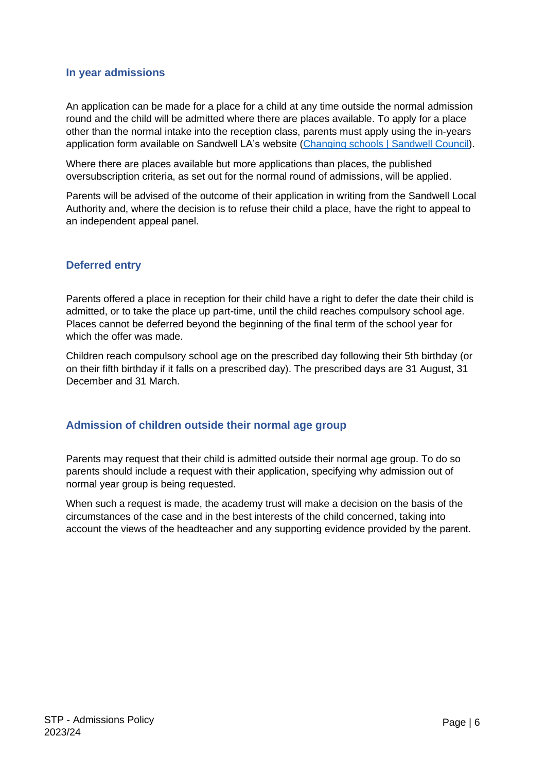## In year admissions

An application can be made for a place for a child at any time outside the normal admission round and the child will be admitted where there are places available. To apply for a place other than the normal intake into the reception class, parents must apply using the in-years application form available on Sandwell LA's website ([Changing schools | Sandwell Council](Changing schools | Sandwell Council)).

Where there are places available but more applications than places, the published oversubscription criteria, as set out for the normal round of admissions, will be applied.

Parents will be advised of the outcome of their application in writing from the Sandwell Local Authority and, where the decision is to refuse their child a place, have the right to appeal to an independent appeal panel.

## Deferred entry

Parents offered a place in reception for their child have a right to defer the date their child is admitted, or to take the place up part-time, until the child reaches compulsory school age. Places cannot be deferred beyond the beginning of the final term of the school year for which the offer was made.

Children reach compulsory school age on the prescribed day following their 5th birthday (or on their fifth birthday if it falls on a prescribed day). The prescribed days are 31 August, 31 December and 31 March.

## Admission of children outside their normal age group

Parents may request that their child is admitted outside their normal age group. To do so parents should include a request with their application, specifying why admission out of normal year group is being requested.

When such a request is made, the academy trust will make a decision on the basis of the circumstances of the case and in the best interests of the child concerned, taking into account the views of the headteacher and any supporting evidence provided by the parent.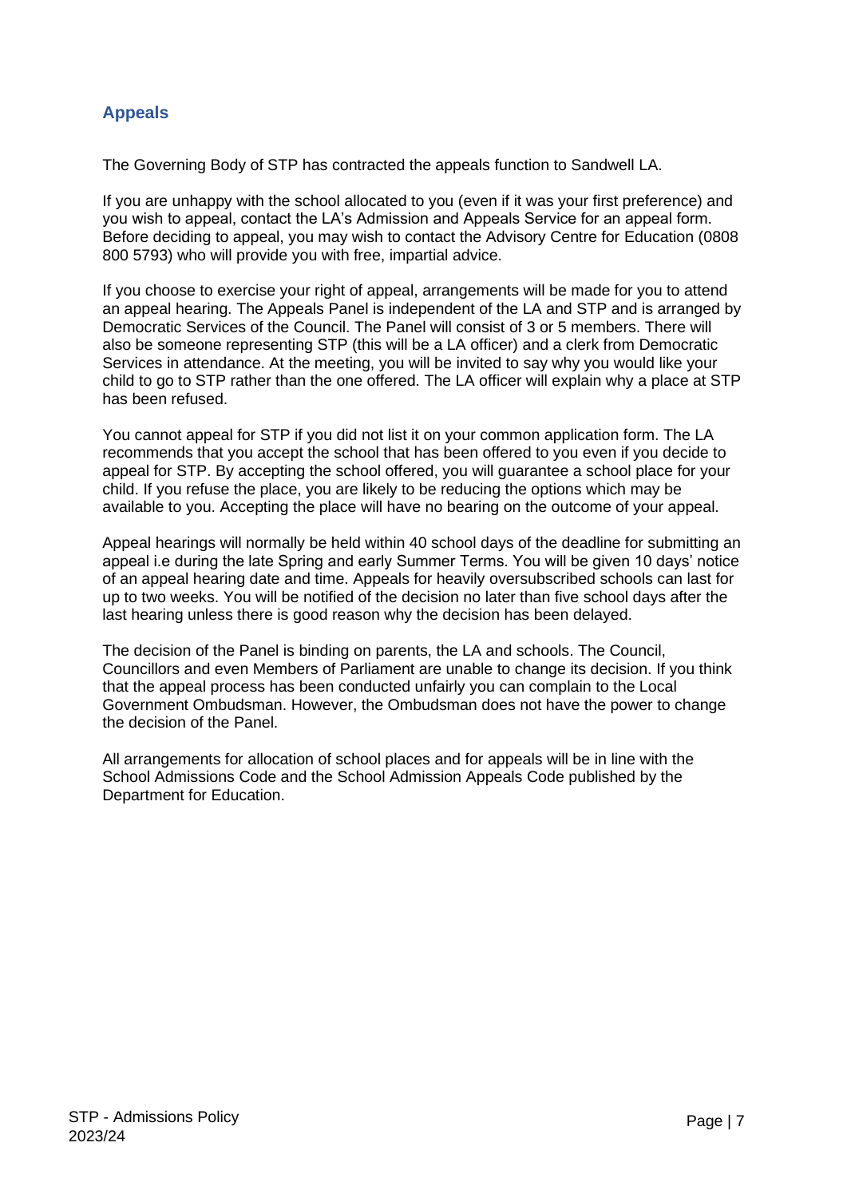## Appeals

The Governing Body of STP has contracted the appeals function to Sandwell LA.

If you are unhappy with the school allocated to you (even if it was your first preference) and you wish to appeal, contact the LA's Admission and Appeals Service for an appeal form. Before deciding to appeal, you may wish to contact the Advisory Centre for Education (0808 800 5793) who will provide you with free, impartial advice.

If you choose to exercise your right of appeal, arrangements will be made for you to attend an appeal hearing. The Appeals Panel is independent of the LA and STP and is arranged by Democratic Services of the Council. The Panel will consist of 3 or 5 members. There will also be someone representing STP (this will be a LA officer) and a clerk from Democratic Services in attendance. At the meeting, you will be invited to say why you would like your child to go to STP rather than the one offered. The LA officer will explain why a place at STP has been refused.

You cannot appeal for STP if you did not list it on your common application form. The LA recommends that you accept the school that has been offered to you even if you decide to appeal for STP. By accepting the school offered, you will guarantee a school place for your child. If you refuse the place, you are likely to be reducing the options which may be available to you. Accepting the place will have no bearing on the outcome of your appeal.

Appeal hearings will normally be held within 40 school days of the deadline for submitting an appeal i.e during the late Spring and early Summer Terms. You will be given 10 days' notice of an appeal hearing date and time. Appeals for heavily oversubscribed schools can last for up to two weeks. You will be notified of the decision no later than five school days after the last hearing unless there is good reason why the decision has been delayed.

The decision of the Panel is binding on parents, the LA and schools. The Council, Councillors and even Members of Parliament are unable to change its decision. If you think that the appeal process has been conducted unfairly you can complain to the Local Government Ombudsman. However, the Ombudsman does not have the power to change the decision of the Panel.

All arrangements for allocation of school places and for appeals will be in line with the School Admissions Code and the School Admission Appeals Code published by the Department for Education.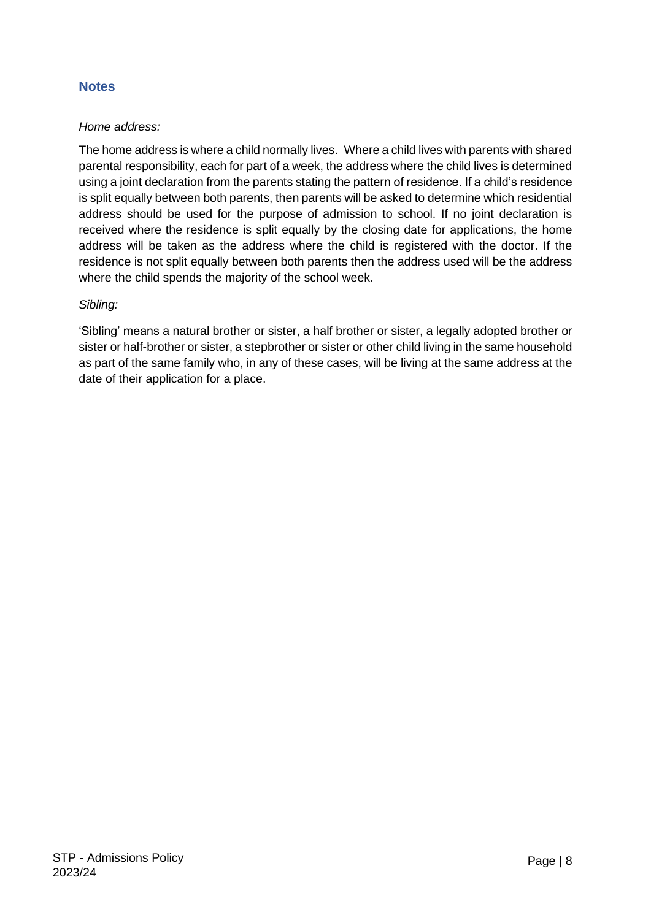## Notes

*Home address:*

The home address is where a child normally lives. Where a child lives with parents with shared parental responsibility, each for part of a week, the address where the child lives is determined using a joint declaration from the parents stating the pattern of residence. If a child's residence is split equally between both parents, then parents will be asked to determine which residential address should be used for the purpose of admission to school. If no joint declaration is received where the residence is split equally by the closing date for applications, the home address will be taken as the address where the child is registered with the doctor. If the residence is not split equally between both parents then the address used will be the address where the child spends the majority of the school week.

*Sibling:*

'Sibling' means a natural brother or sister, a half brother or sister, a legally adopted brother or sister or half-brother or sister, a stepbrother or sister or other child living in the same household as part of the same family who, in any of these cases, will be living at the same address at the date of their application for a place.